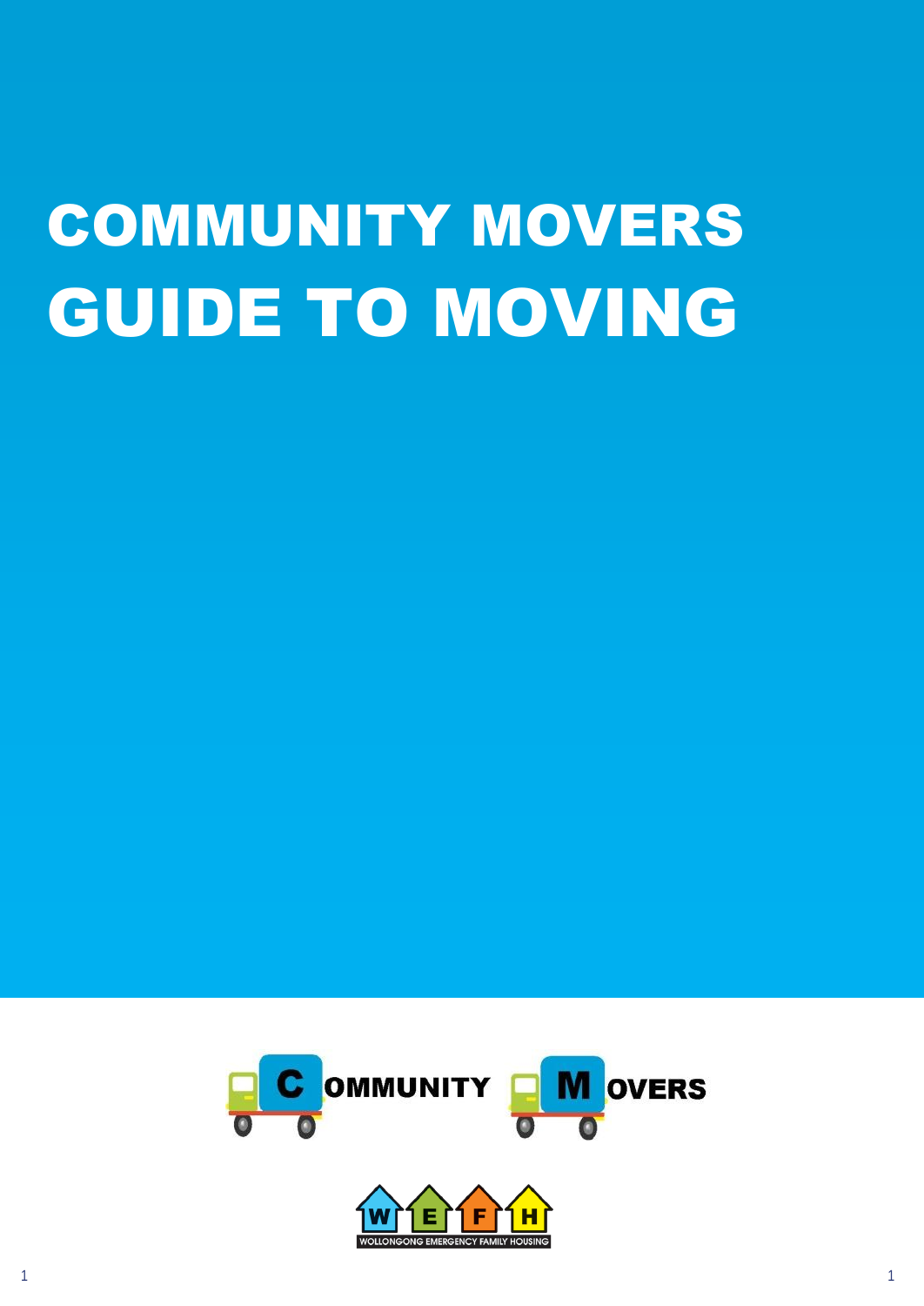# COMMUNITY MOVERS GUIDE TO MOVING

COMMUNITY MOVERS

WOLLONGONG EMERGENCY FAMILY HOUSING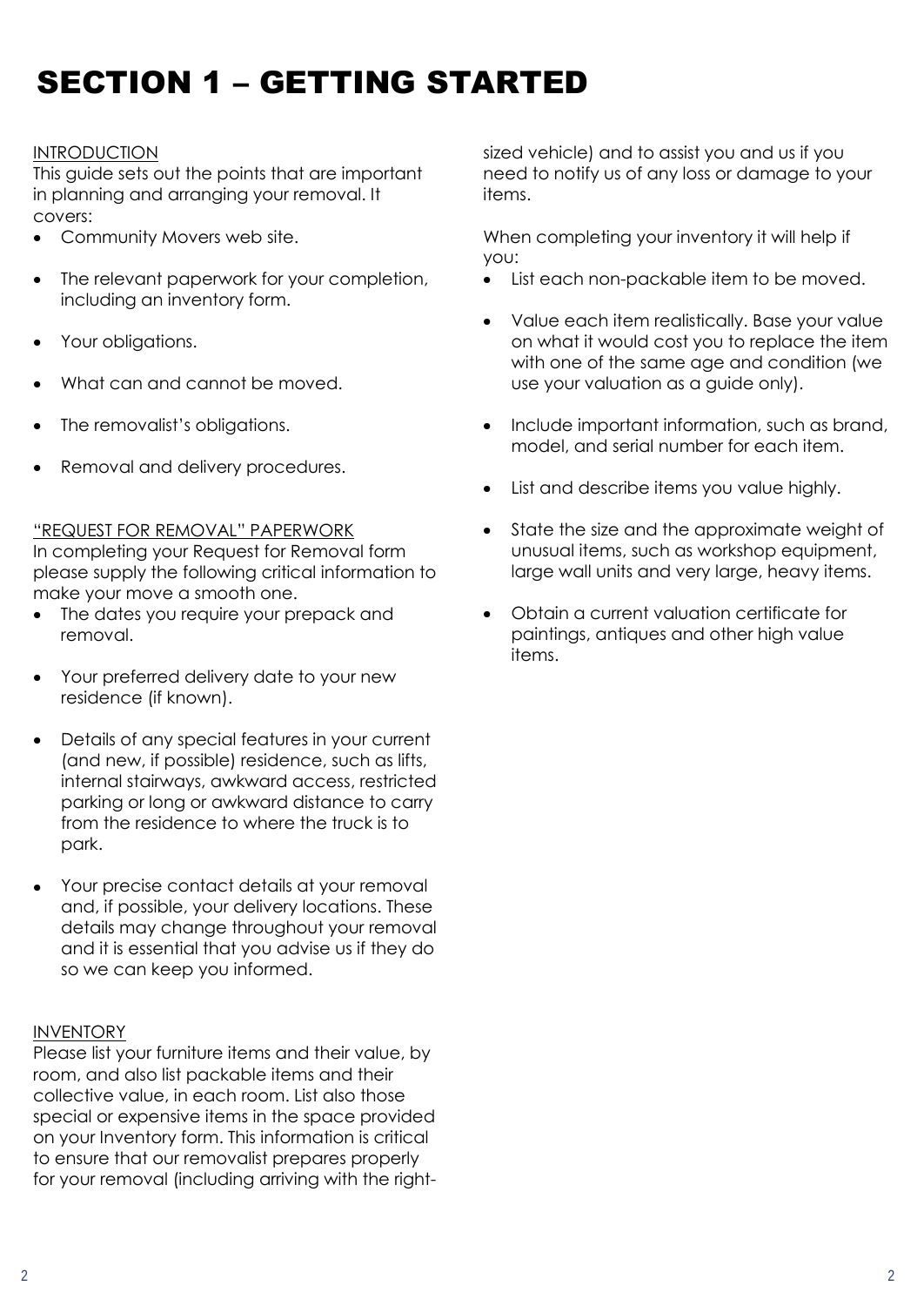# SECTION 1 – GETTING STARTED

## INTRODUCTION

This guide sets out the points that are important in planning and arranging your removal. It covers:

- Community Movers web site.
- The relevant paperwork for your completion, including an inventory form.
- Your obligations.
- What can and cannot be moved.
- The removalist's obligations.
- Removal and delivery procedures.

## "REQUEST FOR REMOVAL" PAPERWORK

In completing your Request for Removal form please supply the following critical information to make your move a smooth one.

- The dates you require your prepack and removal.
- Your preferred delivery date to your new residence (if known).
- Details of any special features in your current (and new, if possible) residence, such as lifts, internal stairways, awkward access, restricted parking or long or awkward distance to carry from the residence to where the truck is to park.
- Your precise contact details at your removal and, if possible, your delivery locations. These details may change throughout your removal and it is essential that you advise us if they do so we can keep you informed.

## INVENTORY

Please list your furniture items and their value, by room, and also list packable items and their collective value, in each room. List also those special or expensive items in the space provided on your Inventory form. This information is critical to ensure that our removalist prepares properly for your removal (including arriving with the right-sized vehicle) and to assist you and us if you need to notify us of any loss or damage to your items.

When completing your inventory it will help if you:

- List each non-packable item to be moved.
- Value each item realistically. Base your value on what it would cost you to replace the item with one of the same age and condition (we use your valuation as a guide only).
- Include important information, such as brand, model, and serial number for each item.
- List and describe items you value highly.
- State the size and the approximate weight of unusual items, such as workshop equipment, large wall units and very large, heavy items.
- Obtain a current valuation certificate for paintings, antiques and other high value items.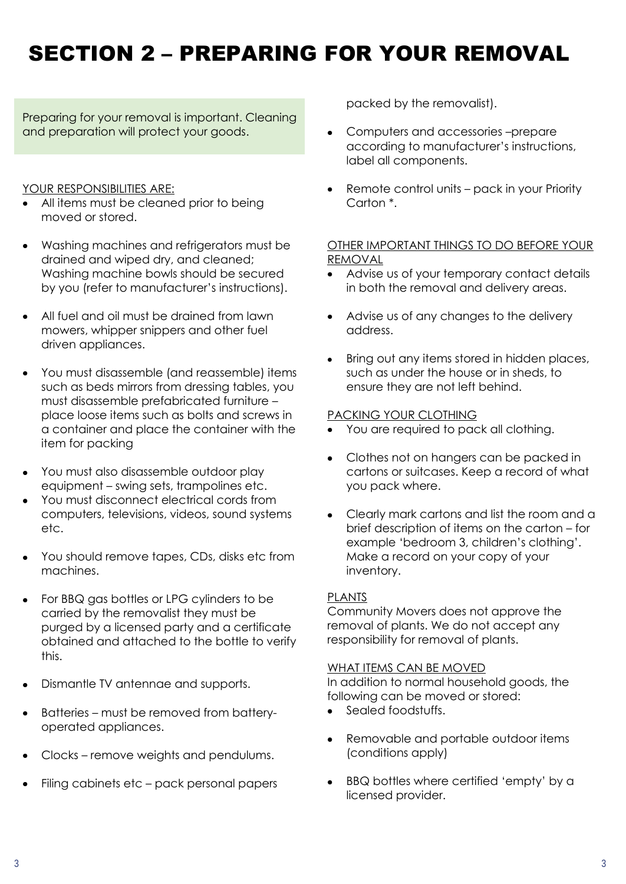# SECTION 2 – PREPARING FOR YOUR REMOVAL

Preparing for your removal is important. Cleaning and preparation will protect your goods.

YOUR RESPONSIBILITIES ARE:

- All items must be cleaned prior to being moved or stored.
- Washing machines and refrigerators must be drained and wiped dry, and cleaned; Washing machine bowls should be secured by you (refer to manufacturer's instructions).
- All fuel and oil must be drained from lawn mowers, whipper snippers and other fuel driven appliances.
- You must disassemble (and reassemble) items such as beds mirrors from dressing tables, you must disassemble prefabricated furniture – place loose items such as bolts and screws in a container and place the container with the item for packing
- You must also disassemble outdoor play equipment – swing sets, trampolines etc.
- You must disconnect electrical cords from computers, televisions, videos, sound systems etc.
- You should remove tapes, CDs, disks etc from machines.
- For BBQ gas bottles or LPG cylinders to be carried by the removalist they must be purged by a licensed party and a certificate obtained and attached to the bottle to verify this.
- Dismantle TV antennae and supports.
- Batteries – must be removed from battery-operated appliances.
- Clocks – remove weights and pendulums.
- Filing cabinets etc – pack personal papers packed by the removalist).
- Computers and accessories –prepare according to manufacturer's instructions, label all components.
- Remote control units – pack in your Priority Carton *.

OTHER IMPORTANT THINGS TO DO BEFORE YOUR REMOVAL

- Advise us of your temporary contact details in both the removal and delivery areas.
- Advise us of any changes to the delivery address.
- Bring out any items stored in hidden places, such as under the house or in sheds, to ensure they are not left behind.

PACKING YOUR CLOTHING

- You are required to pack all clothing.
- Clothes not on hangers can be packed in cartons or suitcases. Keep a record of what you pack where.
- Clearly mark cartons and list the room and a brief description of items on the carton – for example 'bedroom 3, children's clothing'. Make a record on your copy of your inventory.

PLANTS

Community Movers does not approve the removal of plants. We do not accept any responsibility for removal of plants.

WHAT ITEMS CAN BE MOVED

In addition to normal household goods, the following can be moved or stored:

- Sealed foodstuffs.
- Removable and portable outdoor items (conditions apply)
- BBQ bottles where certified 'empty' by a licensed provider.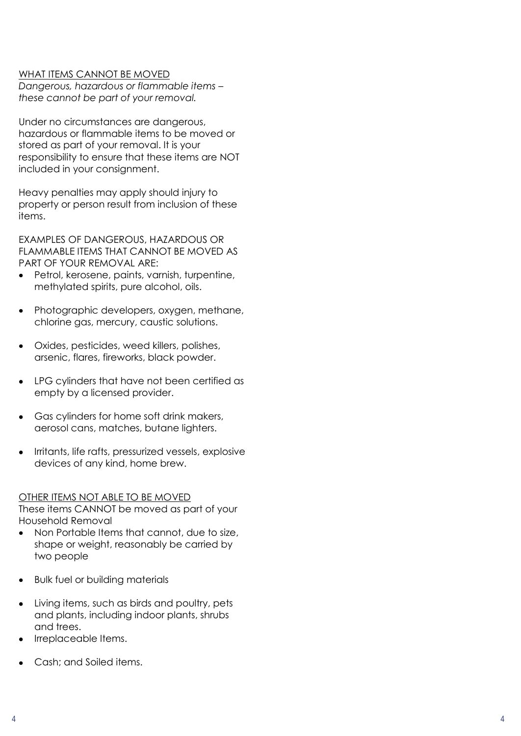## WHAT ITEMS CANNOT BE MOVED

*Dangerous, hazardous or flammable items – these cannot be part of your removal.*

Under no circumstances are dangerous, hazardous or flammable items to be moved or stored as part of your removal. It is your responsibility to ensure that these items are NOT included in your consignment.

Heavy penalties may apply should injury to property or person result from inclusion of these items.

EXAMPLES OF DANGEROUS, HAZARDOUS OR FLAMMABLE ITEMS THAT CANNOT BE MOVED AS PART OF YOUR REMOVAL ARE:

- Petrol, kerosene, paints, varnish, turpentine, methylated spirits, pure alcohol, oils.
- Photographic developers, oxygen, methane, chlorine gas, mercury, caustic solutions.
- Oxides, pesticides, weed killers, polishes, arsenic, flares, fireworks, black powder.
- LPG cylinders that have not been certified as empty by a licensed provider.
- Gas cylinders for home soft drink makers, aerosol cans, matches, butane lighters.
- Irritants, life rafts, pressurized vessels, explosive devices of any kind, home brew.

## OTHER ITEMS NOT ABLE TO BE MOVED

These items CANNOT be moved as part of your Household Removal

- Non Portable Items that cannot, due to size, shape or weight, reasonably be carried by two people
- Bulk fuel or building materials
- Living items, such as birds and poultry, pets and plants, including indoor plants, shrubs and trees.
- Irreplaceable Items.
- Cash; and Soiled items.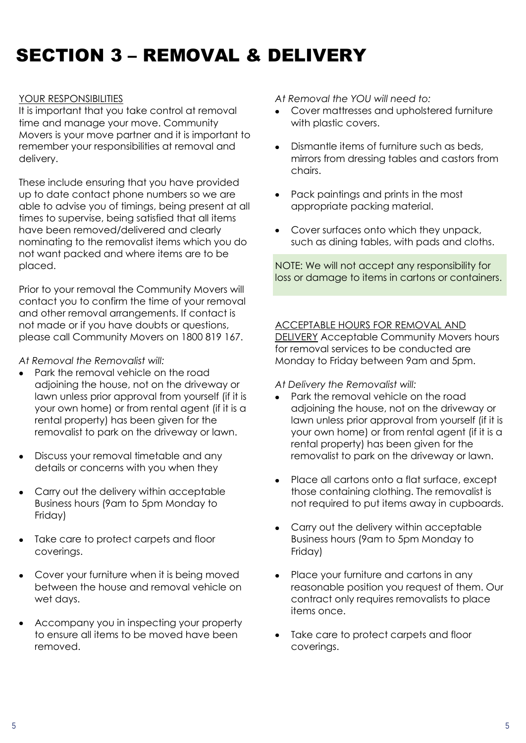# SECTION 3 – REMOVAL & DELIVERY

YOUR RESPONSIBILITIES

It is important that you take control at removal time and manage your move. Community Movers is your move partner and it is important to remember your responsibilities at removal and delivery.

These include ensuring that you have provided up to date contact phone numbers so we are able to advise you of timings, being present at all times to supervise, being satisfied that all items have been removed/delivered and clearly nominating to the removalist items which you do not want packed and where items are to be placed.

Prior to your removal the Community Movers will contact you to confirm the time of your removal and other removal arrangements. If contact is not made or if you have doubts or questions, please call Community Movers on 1800 819 167.

*At Removal the Removalist will:*

- Park the removal vehicle on the road adjoining the house, not on the driveway or lawn unless prior approval from yourself (if it is your own home) or from rental agent (if it is a rental property) has been given for the removalist to park on the driveway or lawn.
- Discuss your removal timetable and any details or concerns with you when they
- Carry out the delivery within acceptable Business hours (9am to 5pm Monday to Friday)
- Take care to protect carpets and floor coverings.
- Cover your furniture when it is being moved between the house and removal vehicle on wet days.
- Accompany you in inspecting your property to ensure all items to be moved have been removed.

*At Removal the YOU will need to:*

- Cover mattresses and upholstered furniture with plastic covers.
- Dismantle items of furniture such as beds, mirrors from dressing tables and castors from chairs.
- Pack paintings and prints in the most appropriate packing material.
- Cover surfaces onto which they unpack, such as dining tables, with pads and cloths.

NOTE: We will not accept any responsibility for loss or damage to items in cartons or containers.

ACCEPTABLE HOURS FOR REMOVAL AND DELIVERY Acceptable Community Movers hours for removal services to be conducted are Monday to Friday between 9am and 5pm.

*At Delivery the Removalist will:*

- Park the removal vehicle on the road adjoining the house, not on the driveway or lawn unless prior approval from yourself (if it is your own home) or from rental agent (if it is a rental property) has been given for the removalist to park on the driveway or lawn.
- Place all cartons onto a flat surface, except those containing clothing. The removalist is not required to put items away in cupboards.
- Carry out the delivery within acceptable Business hours (9am to 5pm Monday to Friday)
- Place your furniture and cartons in any reasonable position you request of them. Our contract only requires removalists to place items once.
- Take care to protect carpets and floor coverings.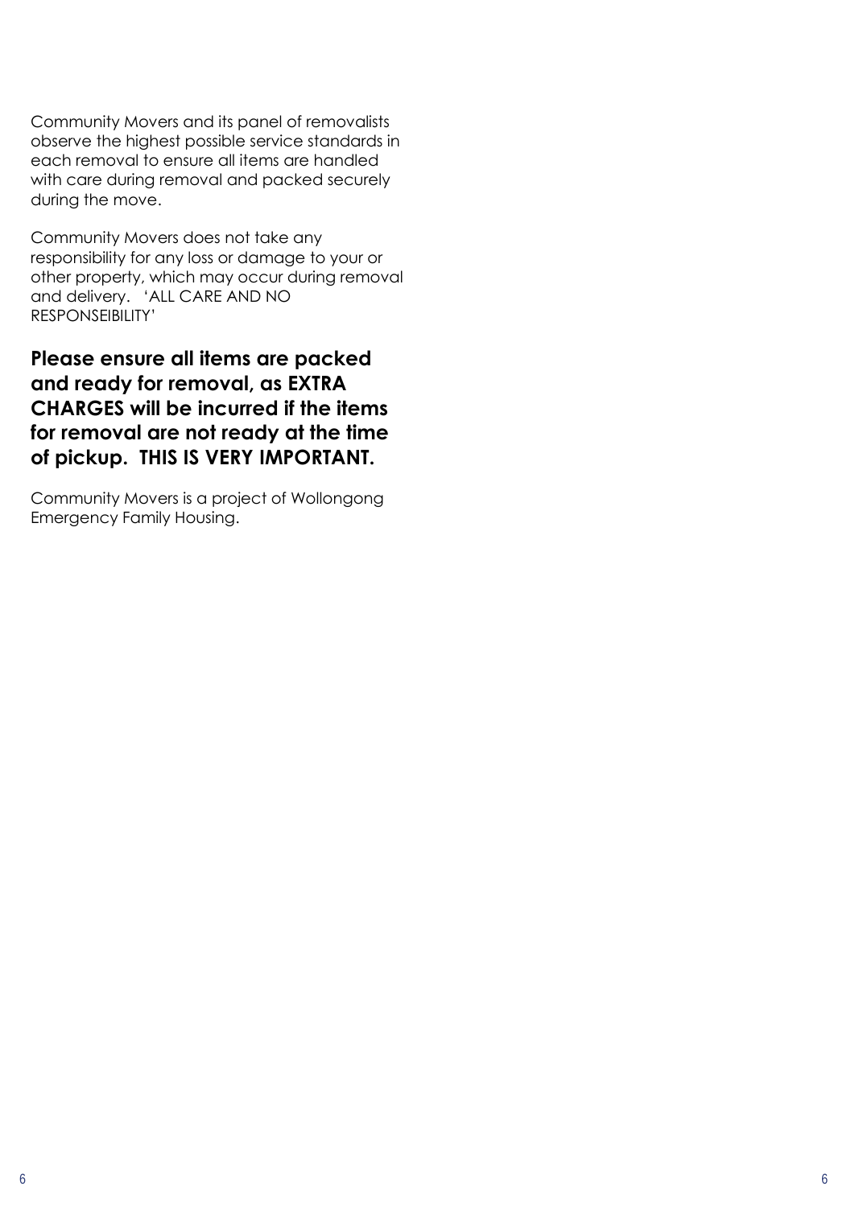Community Movers and its panel of removalists observe the highest possible service standards in each removal to ensure all items are handled with care during removal and packed securely during the move.

Community Movers does not take any responsibility for any loss or damage to your or other property, which may occur during removal and delivery. 'ALL CARE AND NO RESPONSEIBILITY'

**Please ensure all items are packed and ready for removal, as EXTRA CHARGES will be incurred if the items for removal are not ready at the time of pickup. THIS IS VERY IMPORTANT.**

Community Movers is a project of Wollongong Emergency Family Housing.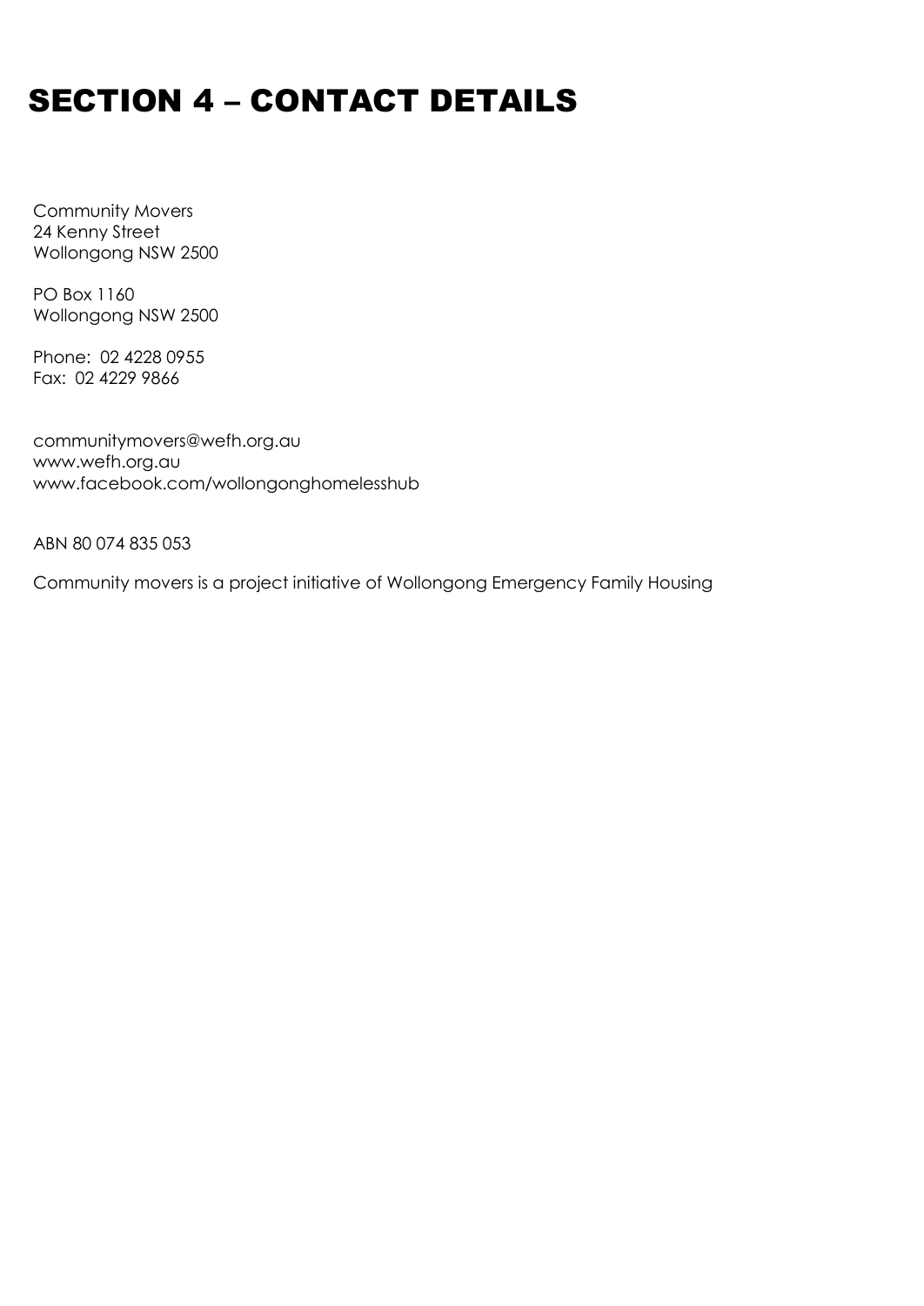# SECTION 4 – CONTACT DETAILS

Community Movers
24 Kenny Street
Wollongong NSW 2500

PO Box 1160
Wollongong NSW 2500

Phone: 02 4228 0955
Fax: 02 4229 9866

communitymovers@wefh.org.au
www.wefh.org.au
www.facebook.com/wollongonghomelesshub

ABN 80 074 835 053

Community movers is a project initiative of Wollongong Emergency Family Housing